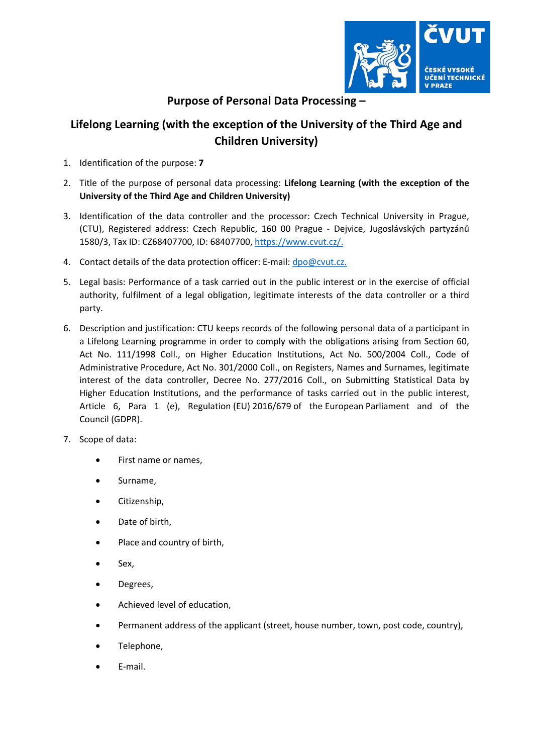# Purpose of Personal Data Processing –

## Lifelong Learning (with the exception of the University of the Third Age and Children University)

1. Identification of the purpose: **7**
2. Title of the purpose of personal data processing: **Lifelong Learning (with the exception of the University of the Third Age and Children University)**
3. Identification of the data controller and the processor: Czech Technical University in Prague, (CTU), Registered address: Czech Republic, 160 00 Prague - Dejvice, Jugoslávských partyzánů 1580/3, Tax ID: CZ68407700, ID: 68407700, https://www.cvut.cz/.
4. Contact details of the data protection officer: E-mail: dpo@cvut.cz.
5. Legal basis: Performance of a task carried out in the public interest or in the exercise of official authority, fulfilment of a legal obligation, legitimate interests of the data controller or a third party.
6. Description and justification: CTU keeps records of the following personal data of a participant in a Lifelong Learning programme in order to comply with the obligations arising from Section 60, Act No. 111/1998 Coll., on Higher Education Institutions, Act No. 500/2004 Coll., Code of Administrative Procedure, Act No. 301/2000 Coll., on Registers, Names and Surnames, legitimate interest of the data controller, Decree No. 277/2016 Coll., on Submitting Statistical Data by Higher Education Institutions, and the performance of tasks carried out in the public interest, Article 6, Para 1 (e), Regulation (EU) 2016/679 of the European Parliament and of the Council (GDPR).
7. Scope of data:
   - First name or names,
   - Surname,
   - Citizenship,
   - Date of birth,
   - Place and country of birth,
   - Sex,
   - Degrees,
   - Achieved level of education,
   - Permanent address of the applicant (street, house number, town, post code, country),
   - Telephone,
   - E-mail.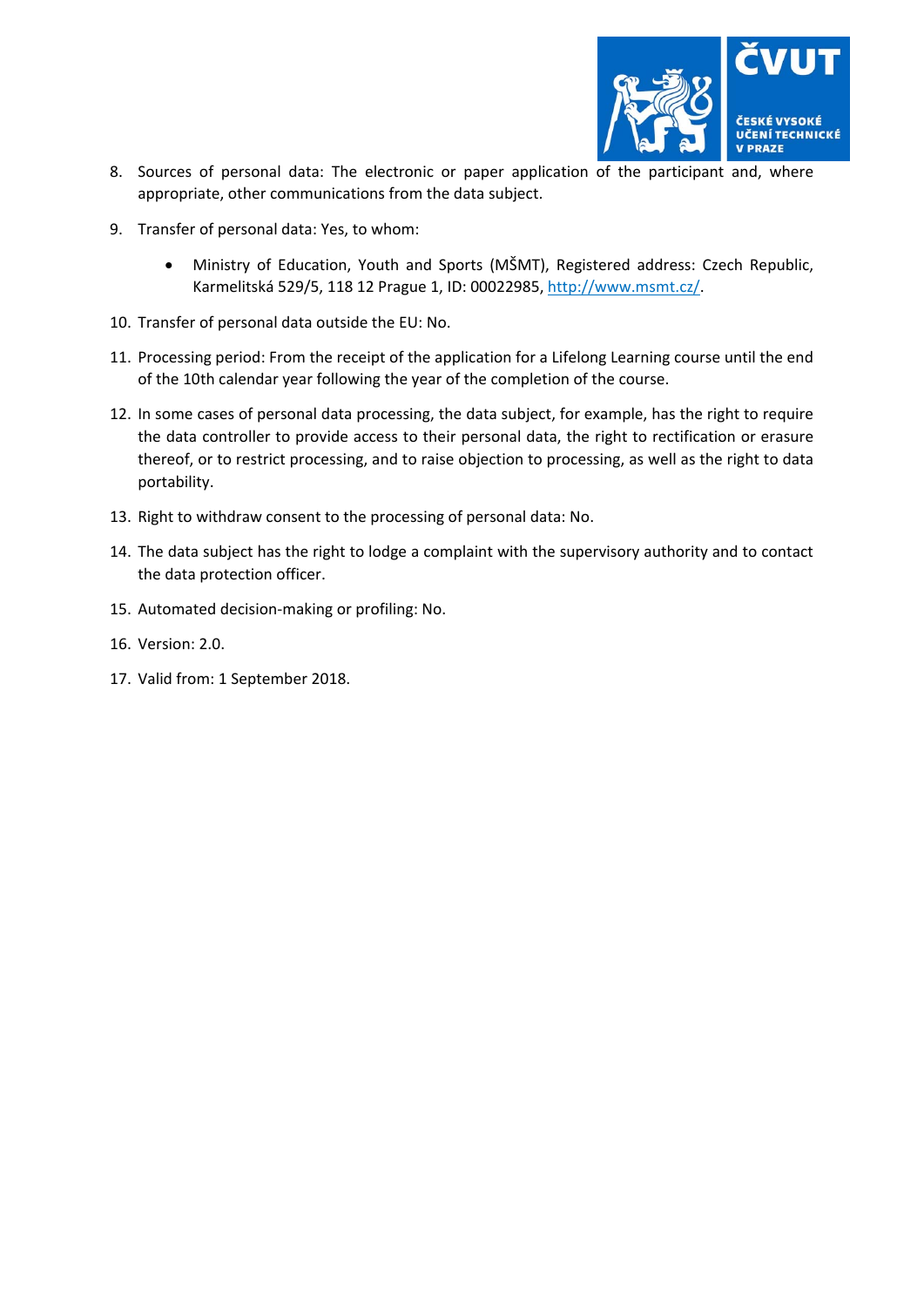8. Sources of personal data: The electronic or paper application of the participant and, where appropriate, other communications from the data subject.

9. Transfer of personal data: Yes, to whom:

   - Ministry of Education, Youth and Sports (MŠMT), Registered address: Czech Republic, Karmelitská 529/5, 118 12 Prague 1, ID: 00022985, http://www.msmt.cz/.

10. Transfer of personal data outside the EU: No.

11. Processing period: From the receipt of the application for a Lifelong Learning course until the end of the 10th calendar year following the year of the completion of the course.

12. In some cases of personal data processing, the data subject, for example, has the right to require the data controller to provide access to their personal data, the right to rectification or erasure thereof, or to restrict processing, and to raise objection to processing, as well as the right to data portability.

13. Right to withdraw consent to the processing of personal data: No.

14. The data subject has the right to lodge a complaint with the supervisory authority and to contact the data protection officer.

15. Automated decision-making or profiling: No.

16. Version: 2.0.

17. Valid from: 1 September 2018.